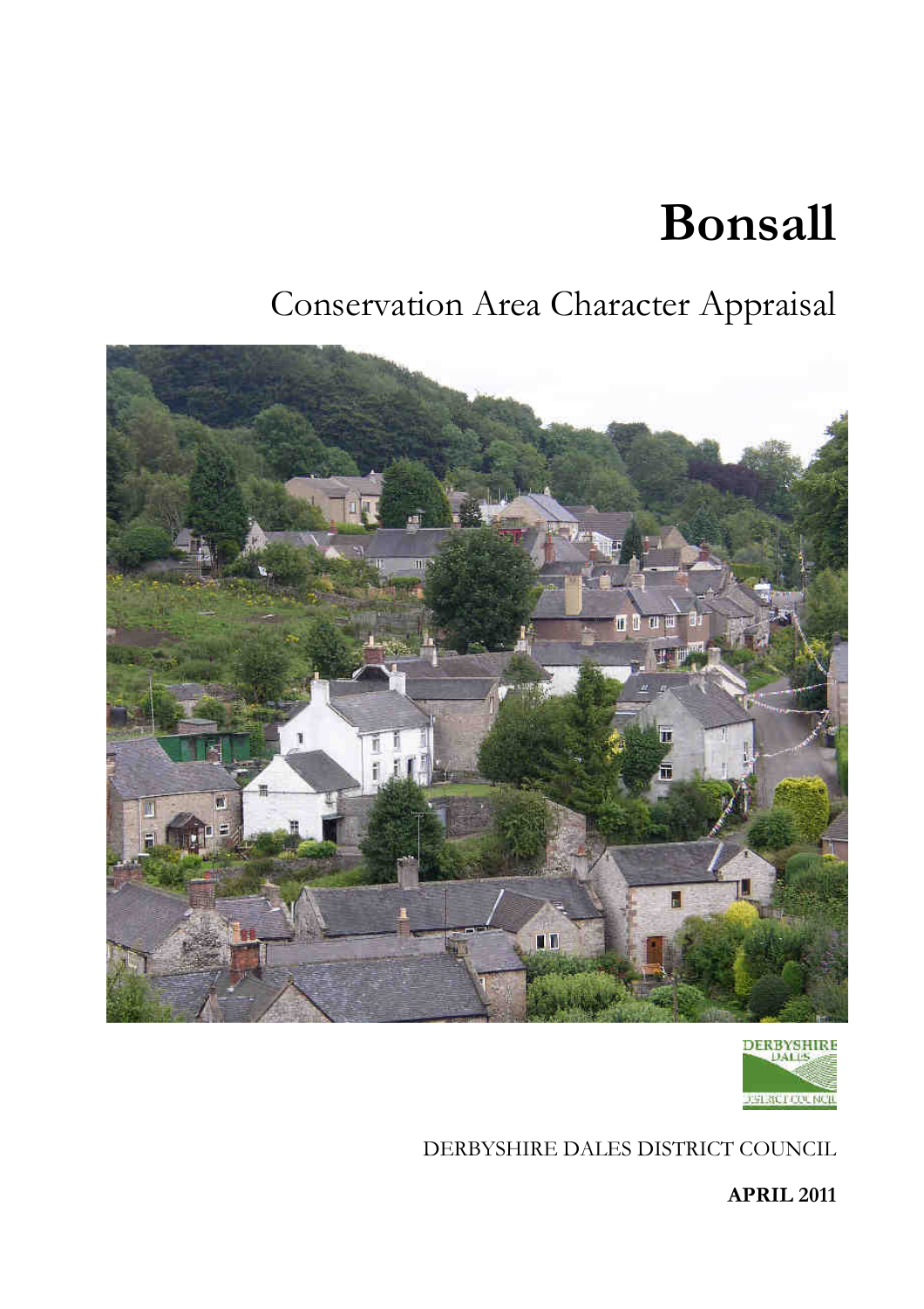# Bonsall

## Conservation Area Character Appraisal

DERBYSHIRE DALES DISTRICT COUNCIL

**APRIL 2011**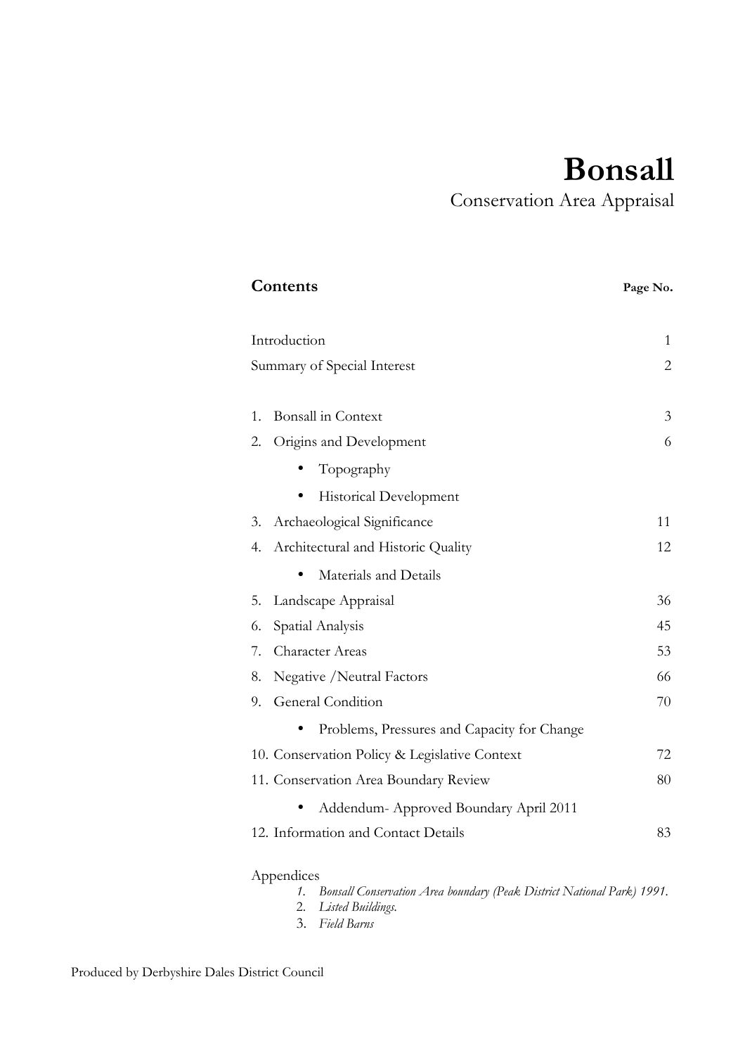# Bonsall

## Conservation Area Appraisal

**Contents** — **Page No.**

| Section | Page No. |
|---|---|
| Introduction | 1 |
| Summary of Special Interest | 2 |
| 1. Bonsall in Context | 3 |
| 2. Origins and Development | 6 |
| • Topography | |
| • Historical Development | |
| 3. Archaeological Significance | 11 |
| 4. Architectural and Historic Quality | 12 |
| • Materials and Details | |
| 5. Landscape Appraisal | 36 |
| 6. Spatial Analysis | 45 |
| 7. Character Areas | 53 |
| 8. Negative /Neutral Factors | 66 |
| 9. General Condition | 70 |
| • Problems, Pressures and Capacity for Change | |
| 10. Conservation Policy & Legislative Context | 72 |
| 11. Conservation Area Boundary Review | 80 |
| • Addendum- Approved Boundary April 2011 | |
| 12. Information and Contact Details | 83 |

Appendices

1. *Bonsall Conservation Area boundary (Peak District National Park) 1991.*
2. *Listed Buildings.*
3. *Field Barns*

Produced by Derbyshire Dales District Council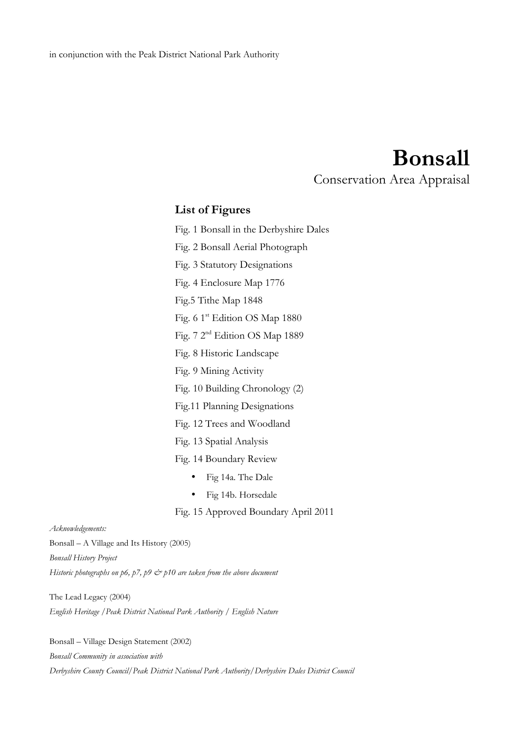in conjunction with the Peak District National Park Authority

# Bonsall

## Conservation Area Appraisal

### List of Figures

Fig. 1 Bonsall in the Derbyshire Dales

Fig. 2 Bonsall Aerial Photograph

Fig. 3 Statutory Designations

Fig. 4 Enclosure Map 1776

Fig.5 Tithe Map 1848

Fig. 6 1st Edition OS Map 1880

Fig. 7 2nd Edition OS Map 1889

Fig. 8 Historic Landscape

Fig. 9 Mining Activity

Fig. 10 Building Chronology (2)

Fig.11 Planning Designations

Fig. 12 Trees and Woodland

Fig. 13 Spatial Analysis

Fig. 14 Boundary Review

- Fig 14a. The Dale
- Fig 14b. Horsedale

Fig. 15 Approved Boundary April 2011

*Acknowledgements:*

Bonsall – A Village and Its History (2005)

*Bonsall History Project*

*Historic photographs on p6, p7, p9 & p10 are taken from the above document*

The Lead Legacy (2004)

*English Heritage /Peak District National Park Authority / English Nature*

Bonsall – Village Design Statement (2002)

*Bonsall Community in association with*

*Derbyshire County Council/Peak District National Park Authority/Derbyshire Dales District Council*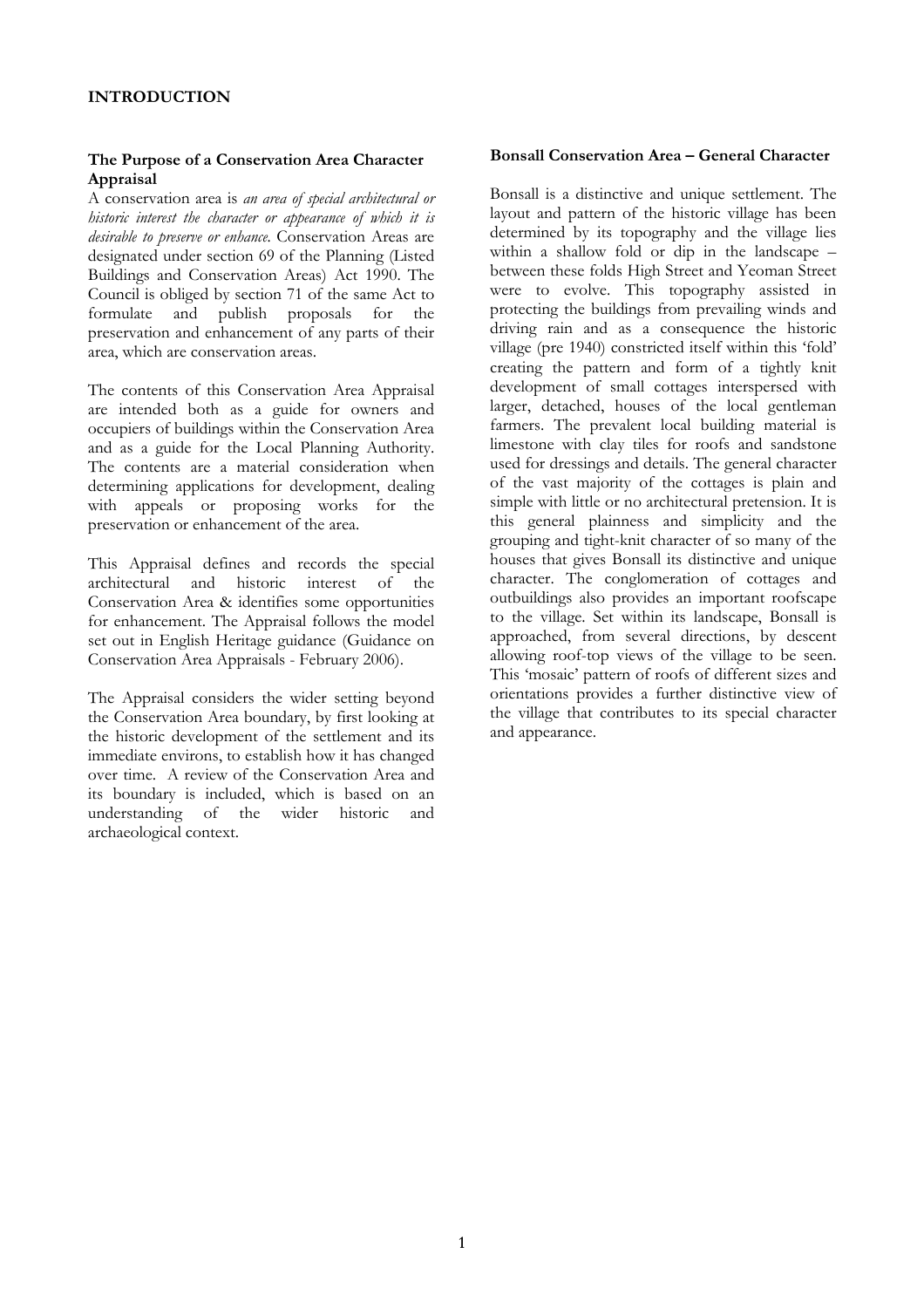## INTRODUCTION

### The Purpose of a Conservation Area Character Appraisal

A conservation area is *an area of special architectural or historic interest the character or appearance of which it is desirable to preserve or enhance.* Conservation Areas are designated under section 69 of the Planning (Listed Buildings and Conservation Areas) Act 1990. The Council is obliged by section 71 of the same Act to formulate and publish proposals for the preservation and enhancement of any parts of their area, which are conservation areas.

The contents of this Conservation Area Appraisal are intended both as a guide for owners and occupiers of buildings within the Conservation Area and as a guide for the Local Planning Authority. The contents are a material consideration when determining applications for development, dealing with appeals or proposing works for the preservation or enhancement of the area.

This Appraisal defines and records the special architectural and historic interest of the Conservation Area & identifies some opportunities for enhancement. The Appraisal follows the model set out in English Heritage guidance (Guidance on Conservation Area Appraisals - February 2006).

The Appraisal considers the wider setting beyond the Conservation Area boundary, by first looking at the historic development of the settlement and its immediate environs, to establish how it has changed over time. A review of the Conservation Area and its boundary is included, which is based on an understanding of the wider historic and archaeological context.

### Bonsall Conservation Area – General Character

Bonsall is a distinctive and unique settlement. The layout and pattern of the historic village has been determined by its topography and the village lies within a shallow fold or dip in the landscape – between these folds High Street and Yeoman Street were to evolve. This topography assisted in protecting the buildings from prevailing winds and driving rain and as a consequence the historic village (pre 1940) constricted itself within this 'fold' creating the pattern and form of a tightly knit development of small cottages interspersed with larger, detached, houses of the local gentleman farmers. The prevalent local building material is limestone with clay tiles for roofs and sandstone used for dressings and details. The general character of the vast majority of the cottages is plain and simple with little or no architectural pretension. It is this general plainness and simplicity and the grouping and tight-knit character of so many of the houses that gives Bonsall its distinctive and unique character. The conglomeration of cottages and outbuildings also provides an important roofscape to the village. Set within its landscape, Bonsall is approached, from several directions, by descent allowing roof-top views of the village to be seen. This 'mosaic' pattern of roofs of different sizes and orientations provides a further distinctive view of the village that contributes to its special character and appearance.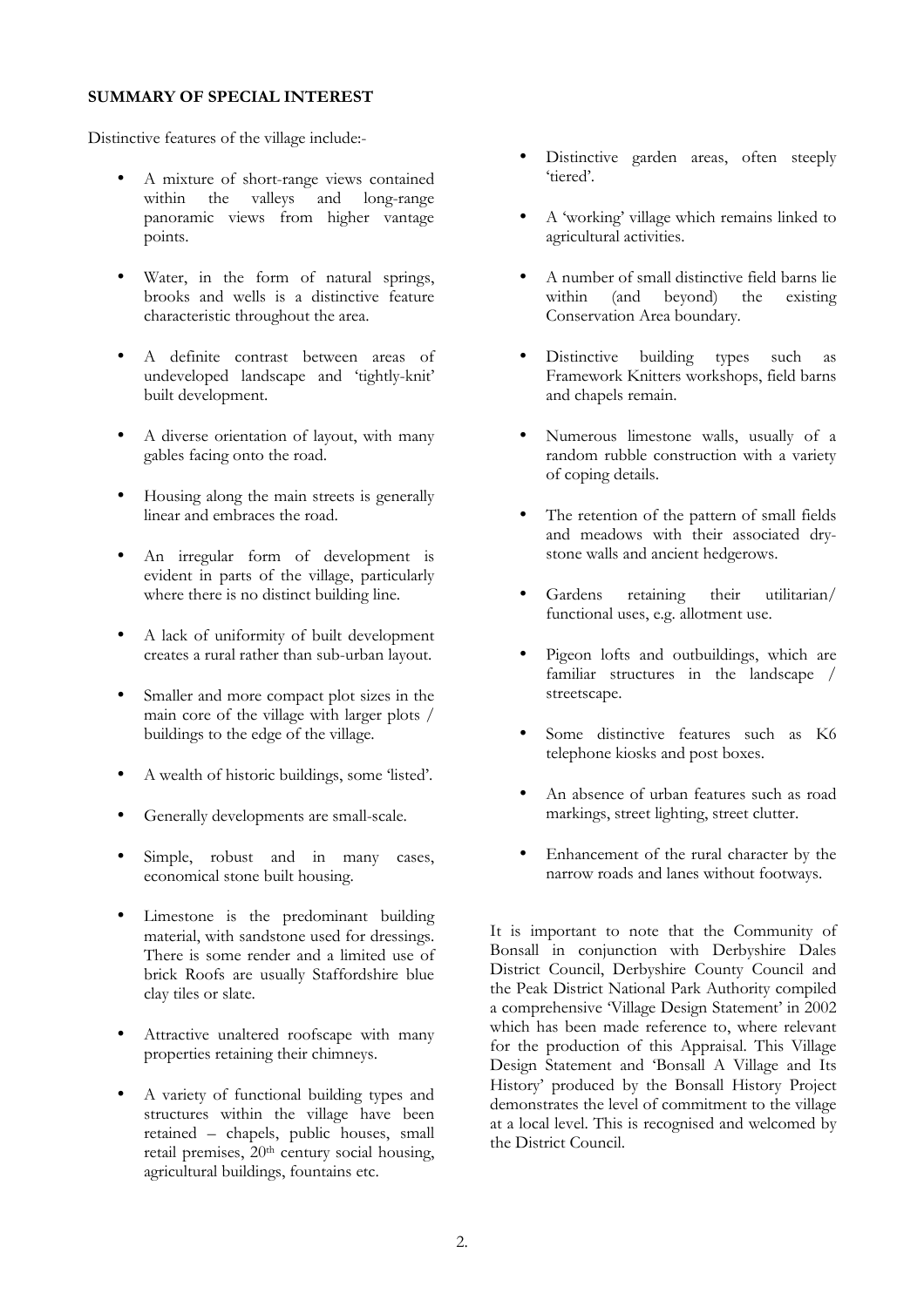**SUMMARY OF SPECIAL INTEREST**

Distinctive features of the village include:-

- A mixture of short-range views contained within the valleys and long-range panoramic views from higher vantage points.
- Water, in the form of natural springs, brooks and wells is a distinctive feature characteristic throughout the area.
- A definite contrast between areas of undeveloped landscape and 'tightly-knit' built development.
- A diverse orientation of layout, with many gables facing onto the road.
- Housing along the main streets is generally linear and embraces the road.
- An irregular form of development is evident in parts of the village, particularly where there is no distinct building line.
- A lack of uniformity of built development creates a rural rather than sub-urban layout.
- Smaller and more compact plot sizes in the main core of the village with larger plots / buildings to the edge of the village.
- A wealth of historic buildings, some 'listed'.
- Generally developments are small-scale.
- Simple, robust and in many cases, economical stone built housing.
- Limestone is the predominant building material, with sandstone used for dressings. There is some render and a limited use of brick Roofs are usually Staffordshire blue clay tiles or slate.
- Attractive unaltered roofscape with many properties retaining their chimneys.
- A variety of functional building types and structures within the village have been retained – chapels, public houses, small retail premises, 20th century social housing, agricultural buildings, fountains etc.
- Distinctive garden areas, often steeply 'tiered'.
- A 'working' village which remains linked to agricultural activities.
- A number of small distinctive field barns lie within (and beyond) the existing Conservation Area boundary.
- Distinctive building types such as Framework Knitters workshops, field barns and chapels remain.
- Numerous limestone walls, usually of a random rubble construction with a variety of coping details.
- The retention of the pattern of small fields and meadows with their associated dry-stone walls and ancient hedgerows.
- Gardens retaining their utilitarian/ functional uses, e.g. allotment use.
- Pigeon lofts and outbuildings, which are familiar structures in the landscape / streetscape.
- Some distinctive features such as K6 telephone kiosks and post boxes.
- An absence of urban features such as road markings, street lighting, street clutter.
- Enhancement of the rural character by the narrow roads and lanes without footways.

It is important to note that the Community of Bonsall in conjunction with Derbyshire Dales District Council, Derbyshire County Council and the Peak District National Park Authority compiled a comprehensive 'Village Design Statement' in 2002 which has been made reference to, where relevant for the production of this Appraisal. This Village Design Statement and 'Bonsall A Village and Its History' produced by the Bonsall History Project demonstrates the level of commitment to the village at a local level. This is recognised and welcomed by the District Council.